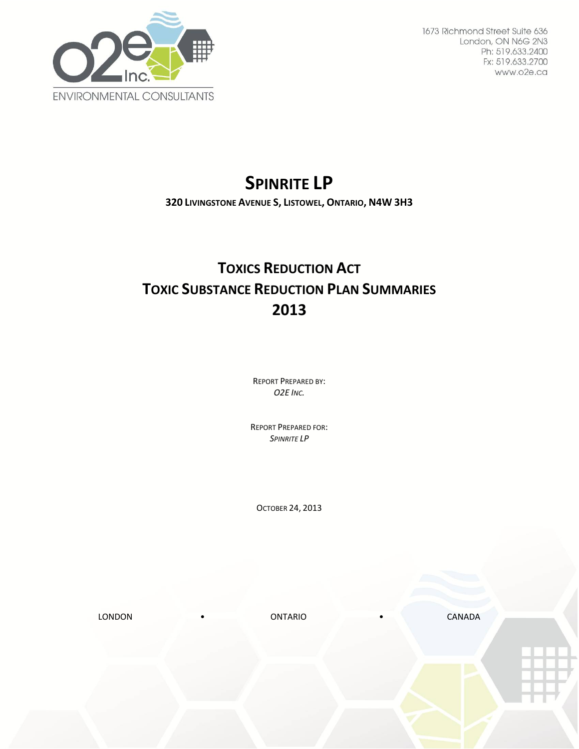O2E Inc.
ENVIRONMENTAL CONSULTANTS

1673 Richmond Street Suite 636
London, ON N6G 2N3
Ph: 519.633.2400
Fx: 519.633.2700
www.o2e.ca

# SPINRITE LP

**320 LIVINGSTONE AVENUE S, LISTOWEL, ONTARIO, N4W 3H3**

# TOXICS REDUCTION ACT
# TOXIC SUBSTANCE REDUCTION PLAN SUMMARIES
# 2013

REPORT PREPARED BY:
*O2E INC.*

REPORT PREPARED FOR:
*SPINRITE LP*

OCTOBER 24, 2013

LONDON • ONTARIO • CANADA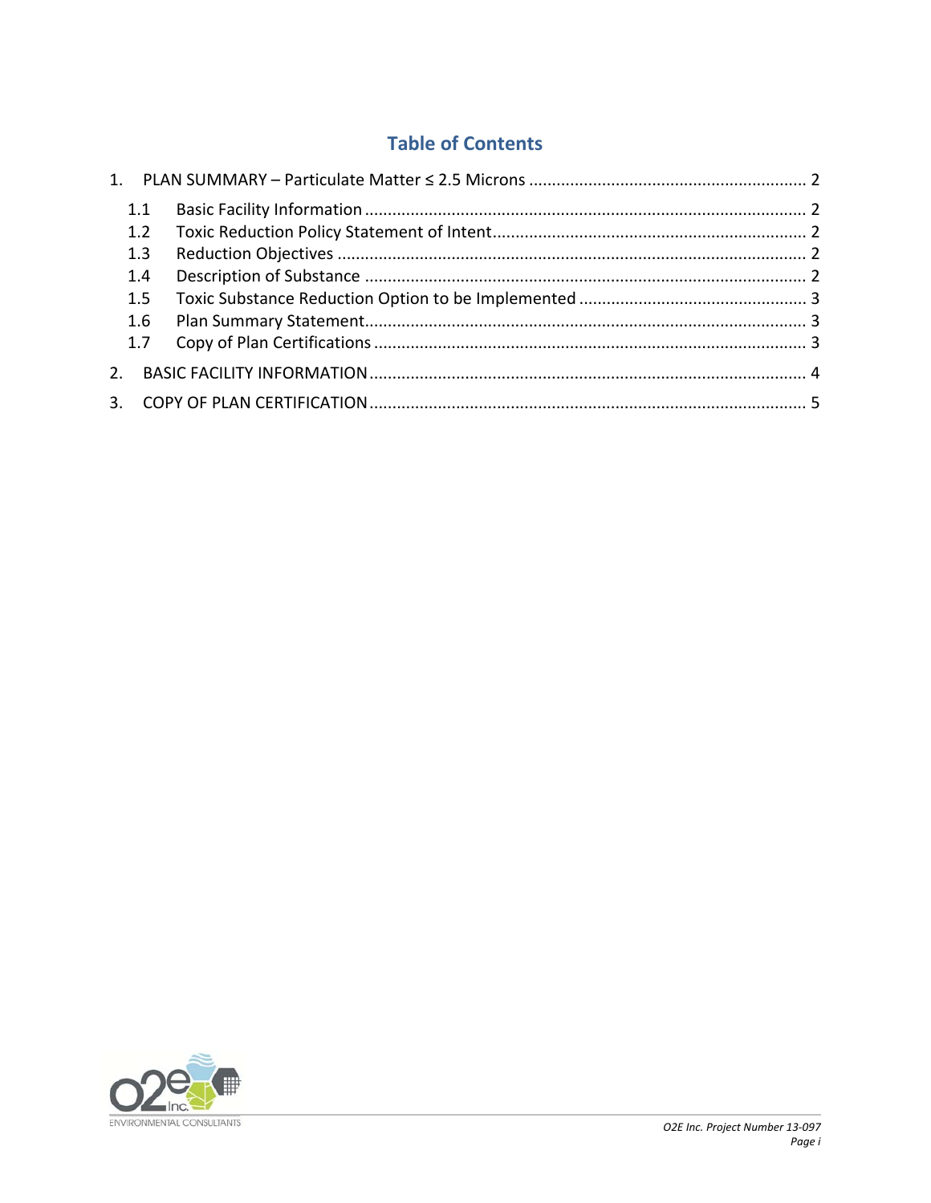# Table of Contents

1. PLAN SUMMARY – Particulate Matter ≤ 2.5 Microns ..... 2
   - 1.1 Basic Facility Information ..... 2
   - 1.2 Toxic Reduction Policy Statement of Intent ..... 2
   - 1.3 Reduction Objectives ..... 2
   - 1.4 Description of Substance ..... 2
   - 1.5 Toxic Substance Reduction Option to be Implemented ..... 3
   - 1.6 Plan Summary Statement ..... 3
   - 1.7 Copy of Plan Certifications ..... 3
2. BASIC FACILITY INFORMATION ..... 4
3. COPY OF PLAN CERTIFICATION ..... 5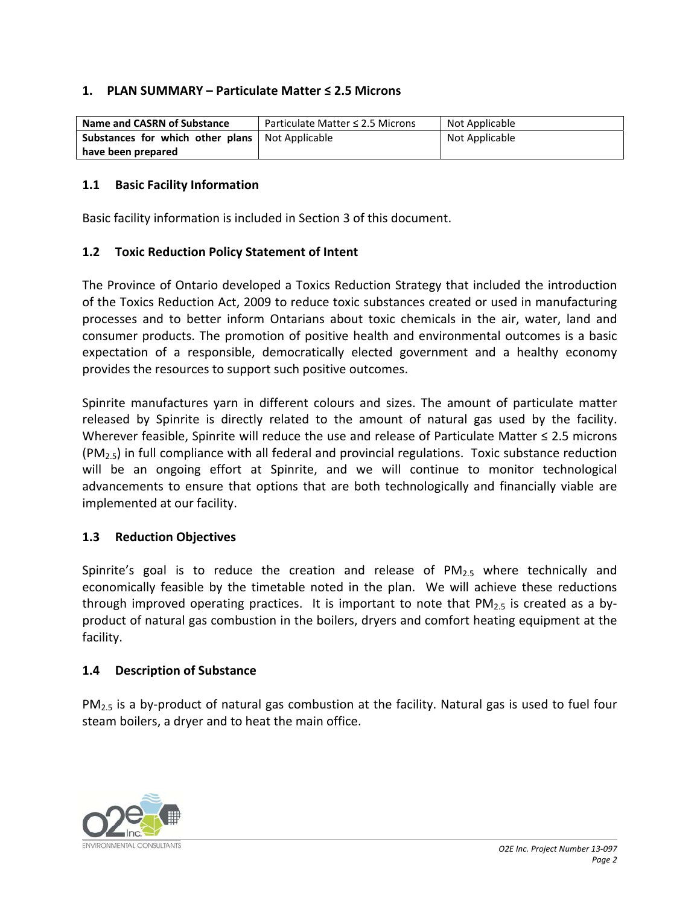## 1. PLAN SUMMARY – Particulate Matter ≤ 2.5 Microns

| Name and CASRN of Substance | Particulate Matter ≤ 2.5 Microns | Not Applicable |
|---|---|---|
| Substances for which other plans have been prepared | Not Applicable | Not Applicable |

### 1.1 Basic Facility Information

Basic facility information is included in Section 3 of this document.

### 1.2 Toxic Reduction Policy Statement of Intent

The Province of Ontario developed a Toxics Reduction Strategy that included the introduction of the Toxics Reduction Act, 2009 to reduce toxic substances created or used in manufacturing processes and to better inform Ontarians about toxic chemicals in the air, water, land and consumer products. The promotion of positive health and environmental outcomes is a basic expectation of a responsible, democratically elected government and a healthy economy provides the resources to support such positive outcomes.

Spinrite manufactures yarn in different colours and sizes. The amount of particulate matter released by Spinrite is directly related to the amount of natural gas used by the facility. Wherever feasible, Spinrite will reduce the use and release of Particulate Matter ≤ 2.5 microns ($PM_{2.5}$) in full compliance with all federal and provincial regulations. Toxic substance reduction will be an ongoing effort at Spinrite, and we will continue to monitor technological advancements to ensure that options that are both technologically and financially viable are implemented at our facility.

### 1.3 Reduction Objectives

Spinrite's goal is to reduce the creation and release of $PM_{2.5}$ where technically and economically feasible by the timetable noted in the plan. We will achieve these reductions through improved operating practices. It is important to note that $PM_{2.5}$ is created as a by-product of natural gas combustion in the boilers, dryers and comfort heating equipment at the facility.

### 1.4 Description of Substance

$PM_{2.5}$ is a by-product of natural gas combustion at the facility. Natural gas is used to fuel four steam boilers, a dryer and to heat the main office.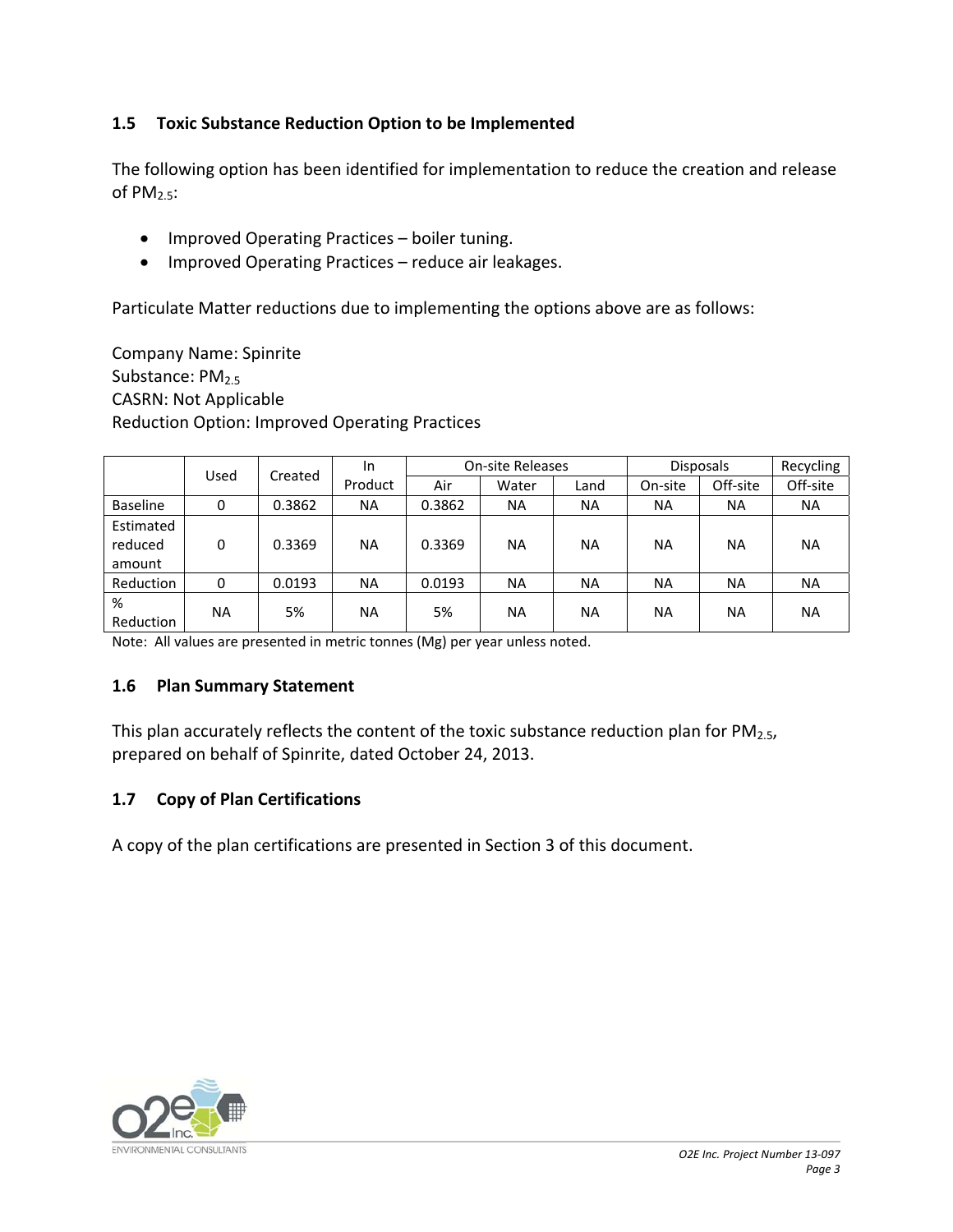### 1.5 Toxic Substance Reduction Option to be Implemented

The following option has been identified for implementation to reduce the creation and release of $PM_{2.5}$:

- Improved Operating Practices – boiler tuning.
- Improved Operating Practices – reduce air leakages.

Particulate Matter reductions due to implementing the options above are as follows:

Company Name: Spinrite
Substance: $PM_{2.5}$
CASRN: Not Applicable
Reduction Option: Improved Operating Practices

| | Used | Created | In Product | On-site Releases | | | Disposals | | Recycling |
|---|---|---|---|---|---|---|---|---|---|
| | | | | Air | Water | Land | On-site | Off-site | Off-site |
| Baseline | 0 | 0.3862 | NA | 0.3862 | NA | NA | NA | NA | NA |
| Estimated reduced amount | 0 | 0.3369 | NA | 0.3369 | NA | NA | NA | NA | NA |
| Reduction | 0 | 0.0193 | NA | 0.0193 | NA | NA | NA | NA | NA |
| % Reduction | NA | 5% | NA | 5% | NA | NA | NA | NA | NA |

Note: All values are presented in metric tonnes (Mg) per year unless noted.

### 1.6 Plan Summary Statement

This plan accurately reflects the content of the toxic substance reduction plan for $PM_{2.5}$, prepared on behalf of Spinrite, dated October 24, 2013.

### 1.7 Copy of Plan Certifications

A copy of the plan certifications are presented in Section 3 of this document.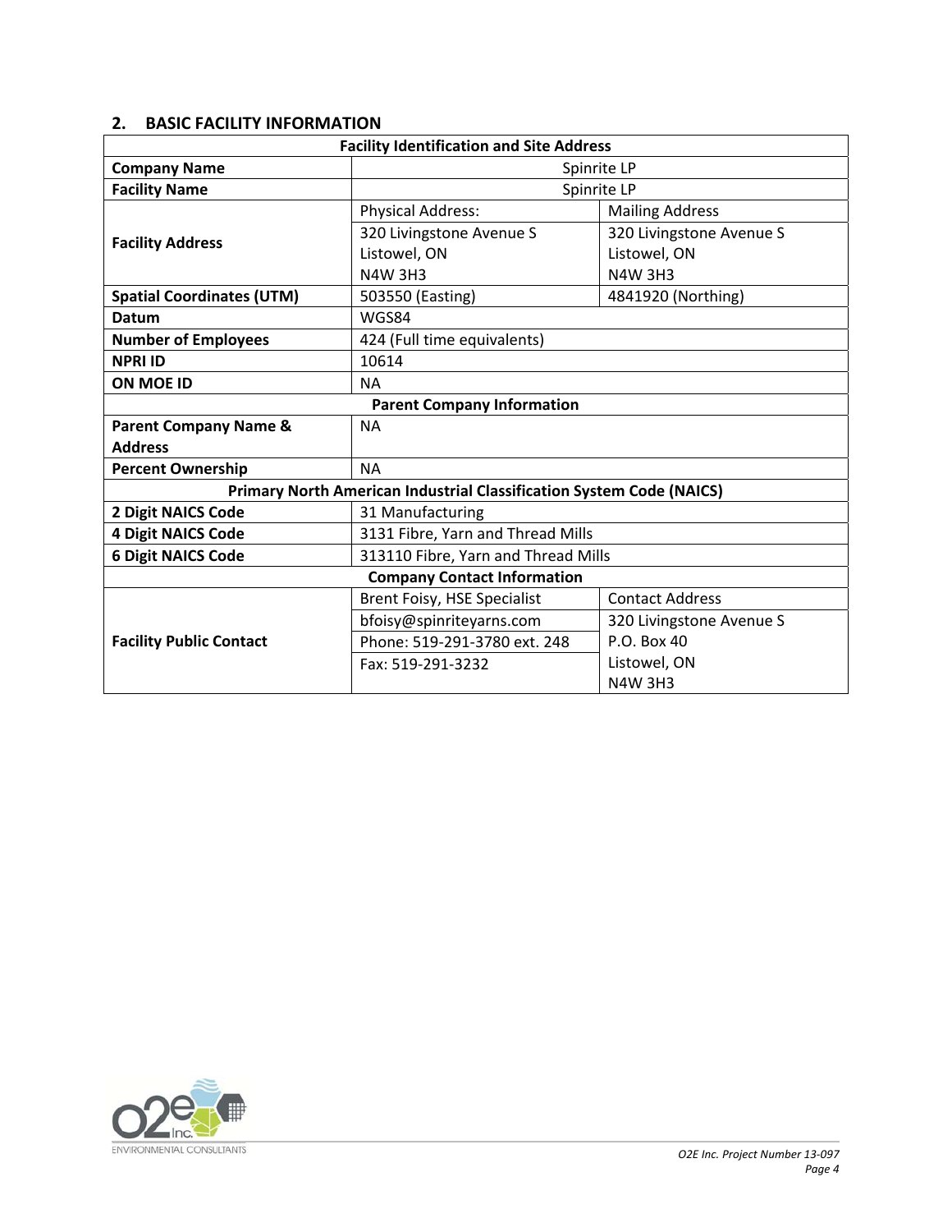## 2. BASIC FACILITY INFORMATION

| Facility Identification and Site Address | | |
|---|---|---|
| **Company Name** | Spinrite LP | |
| **Facility Name** | Spinrite LP | |
| **Facility Address** | Physical Address:<br>320 Livingstone Avenue S<br>Listowel, ON<br>N4W 3H3 | Mailing Address<br>320 Livingstone Avenue S<br>Listowel, ON<br>N4W 3H3 |
| **Spatial Coordinates (UTM)** | 503550 (Easting) | 4841920 (Northing) |
| **Datum** | WGS84 | |
| **Number of Employees** | 424 (Full time equivalents) | |
| **NPRI ID** | 10614 | |
| **ON MOE ID** | NA | |
| **Parent Company Information** | | |
| **Parent Company Name & Address** | NA | |
| **Percent Ownership** | NA | |
| **Primary North American Industrial Classification System Code (NAICS)** | | |
| **2 Digit NAICS Code** | 31 Manufacturing | |
| **4 Digit NAICS Code** | 3131 Fibre, Yarn and Thread Mills | |
| **6 Digit NAICS Code** | 313110 Fibre, Yarn and Thread Mills | |
| **Company Contact Information** | | |
| **Facility Public Contact** | Brent Foisy, HSE Specialist<br>bfoisy@spinriteyarns.com<br>Phone: 519-291-3780 ext. 248<br>Fax: 519-291-3232 | Contact Address<br>320 Livingstone Avenue S<br>P.O. Box 40<br>Listowel, ON<br>N4W 3H3 |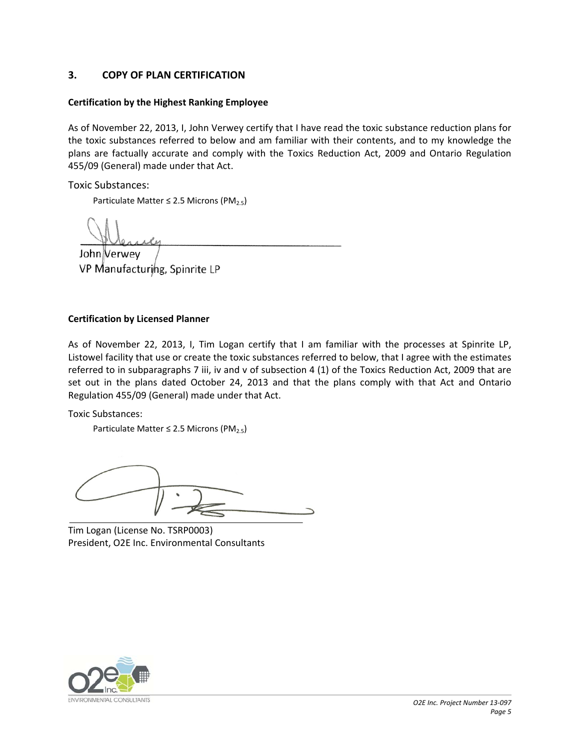## 3. COPY OF PLAN CERTIFICATION

**Certification by the Highest Ranking Employee**

As of November 22, 2013, I, John Verwey certify that I have read the toxic substance reduction plans for the toxic substances referred to below and am familiar with their contents, and to my knowledge the plans are factually accurate and comply with the Toxics Reduction Act, 2009 and Ontario Regulation 455/09 (General) made under that Act.

Toxic Substances:

Particulate Matter ≤ 2.5 Microns ($PM_{2.5}$)

John Verwey
VP Manufacturing, Spinrite LP

**Certification by Licensed Planner**

As of November 22, 2013, I, Tim Logan certify that I am familiar with the processes at Spinrite LP, Listowel facility that use or create the toxic substances referred to below, that I agree with the estimates referred to in subparagraphs 7 iii, iv and v of subsection 4 (1) of the Toxics Reduction Act, 2009 that are set out in the plans dated October 24, 2013 and that the plans comply with that Act and Ontario Regulation 455/09 (General) made under that Act.

Toxic Substances:

Particulate Matter ≤ 2.5 Microns ($PM_{2.5}$)

Tim Logan (License No. TSRP0003)
President, O2E Inc. Environmental Consultants